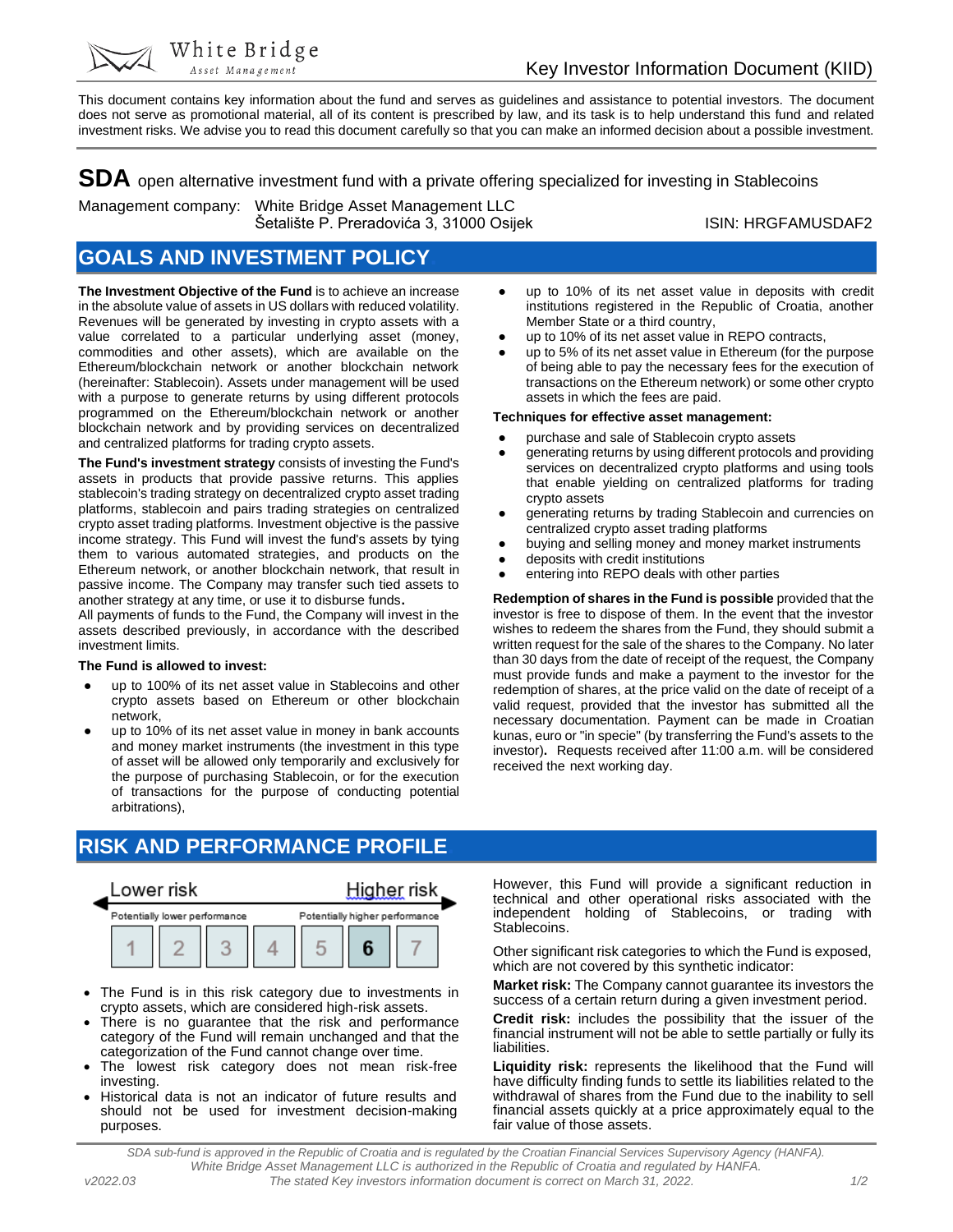White Bridge Asset Management

Key Investor Information Document (KIID)

This document contains key information about the fund and serves as guidelines and assistance to potential investors. The document does not serve as promotional material, all of its content is prescribed by law, and its task is to help understand this fund and related investment risks. We advise you to read this document carefully so that you can make an informed decision about a possible investment.

# SDA open alternative investment fund with a private offering specialized for investing in Stablecoins

Management company: White Bridge Asset Management LLC
Šetalište P. Preradovića 3, 31000 Osijek

ISIN: HRGFAMUSDAF2

## GOALS AND INVESTMENT POLICY

**The Investment Objective of the Fund** is to achieve an increase in the absolute value of assets in US dollars with reduced volatility. Revenues will be generated by investing in crypto assets with a value correlated to a particular underlying asset (money, commodities and other assets), which are available on the Ethereum/blockchain network or another blockchain network (hereinafter: Stablecoin). Assets under management will be used with a purpose to generate returns by using different protocols programmed on the Ethereum/blockchain network or another blockchain network and by providing services on decentralized and centralized platforms for trading crypto assets.

**The Fund's investment strategy** consists of investing the Fund's assets in products that provide passive returns. This applies stablecoin's trading strategy on decentralized crypto asset trading platforms, stablecoin and pairs trading strategies on centralized crypto asset trading platforms. Investment objective is the passive income strategy. This Fund will invest the fund's assets by tying them to various automated strategies, and products on the Ethereum network, or another blockchain network, that result in passive income. The Company may transfer such tied assets to another strategy at any time, or use it to disburse funds**.**
All payments of funds to the Fund, the Company will invest in the assets described previously, in accordance with the described investment limits.

**The Fund is allowed to invest:**

- up to 100% of its net asset value in Stablecoins and other crypto assets based on Ethereum or other blockchain network,
- up to 10% of its net asset value in money in bank accounts and money market instruments (the investment in this type of asset will be allowed only temporarily and exclusively for the purpose of purchasing Stablecoin, or for the execution of transactions for the purpose of conducting potential arbitrations),
- up to 10% of its net asset value in deposits with credit institutions registered in the Republic of Croatia, another Member State or a third country,
- up to 10% of its net asset value in REPO contracts,
- up to 5% of its net asset value in Ethereum (for the purpose of being able to pay the necessary fees for the execution of transactions on the Ethereum network) or some other crypto assets in which the fees are paid.

**Techniques for effective asset management:**

- purchase and sale of Stablecoin crypto assets
- generating returns by using different protocols and providing services on decentralized crypto platforms and using tools that enable yielding on centralized platforms for trading crypto assets
- generating returns by trading Stablecoin and currencies on centralized crypto asset trading platforms
- buying and selling money and money market instruments
- deposits with credit institutions
- entering into REPO deals with other parties

**Redemption of shares in the Fund is possible** provided that the investor is free to dispose of them. In the event that the investor wishes to redeem the shares from the Fund, they should submit a written request for the sale of the shares to the Company. No later than 30 days from the date of receipt of the request, the Company must provide funds and make a payment to the investor for the redemption of shares, at the price valid on the date of receipt of a valid request, provided that the investor has submitted all the necessary documentation. Payment can be made in Croatian kunas, euro or "in specie" (by transferring the Fund's assets to the investor)**.** Requests received after 11:00 a.m. will be considered received the next working day.

## RISK AND PERFORMANCE PROFILE

| Lower risk | | | | | | Higher risk |
|---|---|---|---|---|---|---|
| Potentially lower performance | | | | | | Potentially higher performance |
| 1 | 2 | 3 | 4 | 5 | **6** | 7 |

- The Fund is in this risk category due to investments in crypto assets, which are considered high-risk assets.
- There is no guarantee that the risk and performance category of the Fund will remain unchanged and that the categorization of the Fund cannot change over time.
- The lowest risk category does not mean risk-free investing.
- Historical data is not an indicator of future results and should not be used for investment decision-making purposes.

However, this Fund will provide a significant reduction in technical and other operational risks associated with the independent holding of Stablecoins, or trading with Stablecoins.

Other significant risk categories to which the Fund is exposed, which are not covered by this synthetic indicator:

**Market risk:** The Company cannot guarantee its investors the success of a certain return during a given investment period.

**Credit risk:** includes the possibility that the issuer of the financial instrument will not be able to settle partially or fully its liabilities.

**Liquidity risk:** represents the likelihood that the Fund will have difficulty finding funds to settle its liabilities related to the withdrawal of shares from the Fund due to the inability to sell financial assets quickly at a price approximately equal to the fair value of those assets.

*SDA sub-fund is approved in the Republic of Croatia and is regulated by the Croatian Financial Services Supervisory Agency (HANFA).*
*White Bridge Asset Management LLC is authorized in the Republic of Croatia and regulated by HANFA.*
*v2022.03 The stated Key investors information document is correct on March 31, 2022.*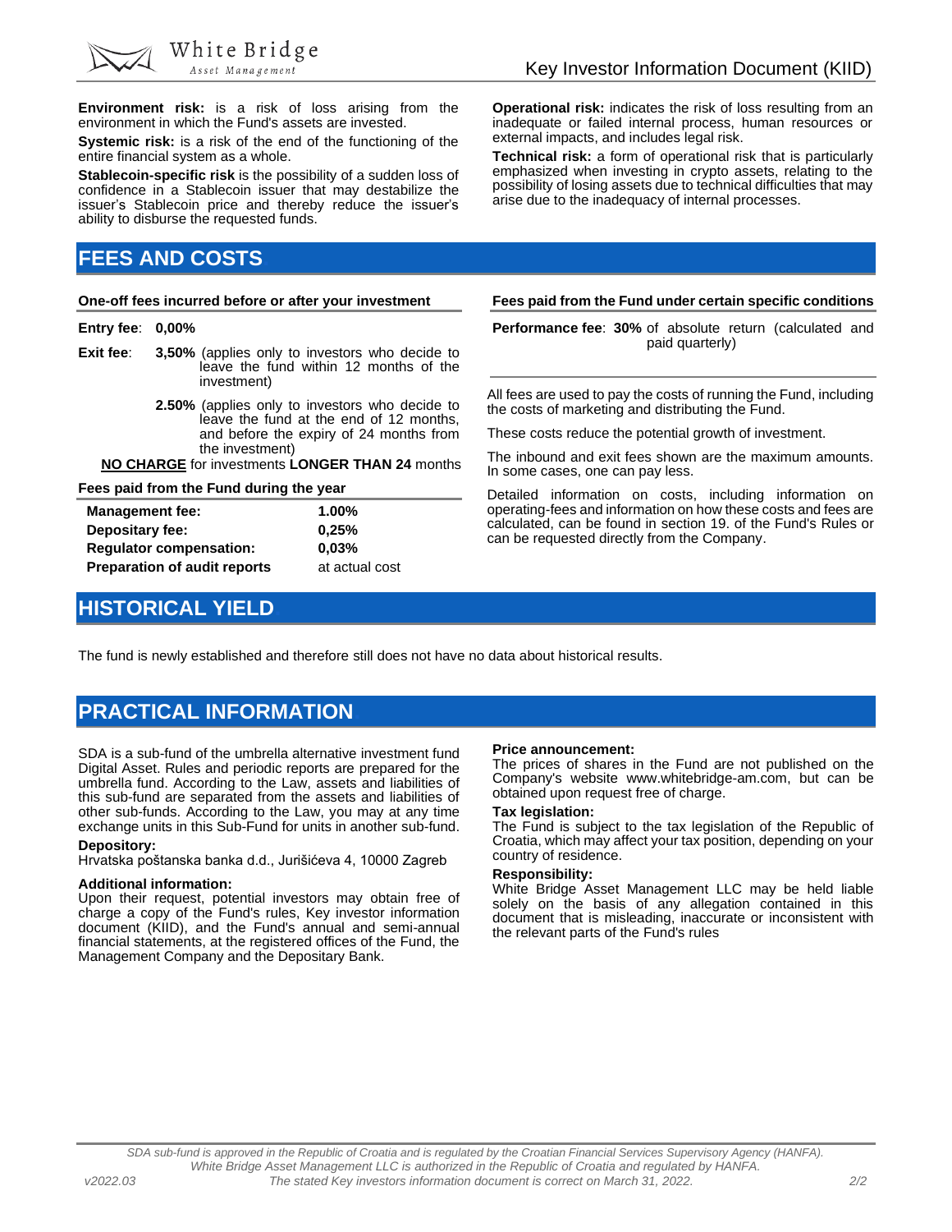**Environment risk:** is a risk of loss arising from the environment in which the Fund's assets are invested.

**Systemic risk:** is a risk of the end of the functioning of the entire financial system as a whole.

**Stablecoin-specific risk** is the possibility of a sudden loss of confidence in a Stablecoin issuer that may destabilize the issuer's Stablecoin price and thereby reduce the issuer's ability to disburse the requested funds.

**Operational risk:** indicates the risk of loss resulting from an inadequate or failed internal process, human resources or external impacts, and includes legal risk.

**Technical risk:** a form of operational risk that is particularly emphasized when investing in crypto assets, relating to the possibility of losing assets due to technical difficulties that may arise due to the inadequacy of internal processes.

## FEES AND COSTS

**One-off fees incurred before or after your investment**

**Entry fee**: **0,00%**

**Exit fee**: **3,50%** (applies only to investors who decide to leave the fund within 12 months of the investment)

**2.50%** (applies only to investors who decide to leave the fund at the end of 12 months, and before the expiry of 24 months from the investment)

**NO CHARGE** for investments **LONGER THAN 24** months

**Fees paid from the Fund during the year**

| | |
|---|---|
| **Management fee:** | **1.00%** |
| **Depositary fee:** | **0,25%** |
| **Regulator compensation:** | **0,03%** |
| **Preparation of audit reports** | at actual cost |

**Fees paid from the Fund under certain specific conditions**

**Performance fee**: **30%** of absolute return (calculated and paid quarterly)

All fees are used to pay the costs of running the Fund, including the costs of marketing and distributing the Fund.

These costs reduce the potential growth of investment.

The inbound and exit fees shown are the maximum amounts. In some cases, one can pay less.

Detailed information on costs, including information on operating-fees and information on how these costs and fees are calculated, can be found in section 19. of the Fund's Rules or can be requested directly from the Company.

## HISTORICAL YIELD

The fund is newly established and therefore still does not have no data about historical results.

## PRACTICAL INFORMATION

SDA is a sub-fund of the umbrella alternative investment fund Digital Asset. Rules and periodic reports are prepared for the umbrella fund. According to the Law, assets and liabilities of this sub-fund are separated from the assets and liabilities of other sub-funds. According to the Law, you may at any time exchange units in this Sub-Fund for units in another sub-fund.

**Depository:**
Hrvatska poštanska banka d.d., Jurišićeva 4, 10000 Zagreb

**Additional information:**
Upon their request, potential investors may obtain free of charge a copy of the Fund's rules, Key investor information document (KIID), and the Fund's annual and semi-annual financial statements, at the registered offices of the Fund, the Management Company and the Depositary Bank.

**Price announcement:**
The prices of shares in the Fund are not published on the Company's website www.whitebridge-am.com, but can be obtained upon request free of charge.

**Tax legislation:**
The Fund is subject to the tax legislation of the Republic of Croatia, which may affect your tax position, depending on your country of residence.

**Responsibility:**
White Bridge Asset Management LLC may be held liable solely on the basis of any allegation contained in this document that is misleading, inaccurate or inconsistent with the relevant parts of the Fund's rules

*SDA sub-fund is approved in the Republic of Croatia and is regulated by the Croatian Financial Services Supervisory Agency (HANFA).*
*White Bridge Asset Management LLC is authorized in the Republic of Croatia and regulated by HANFA.*
*The stated Key investors information document is correct on March 31, 2022.*